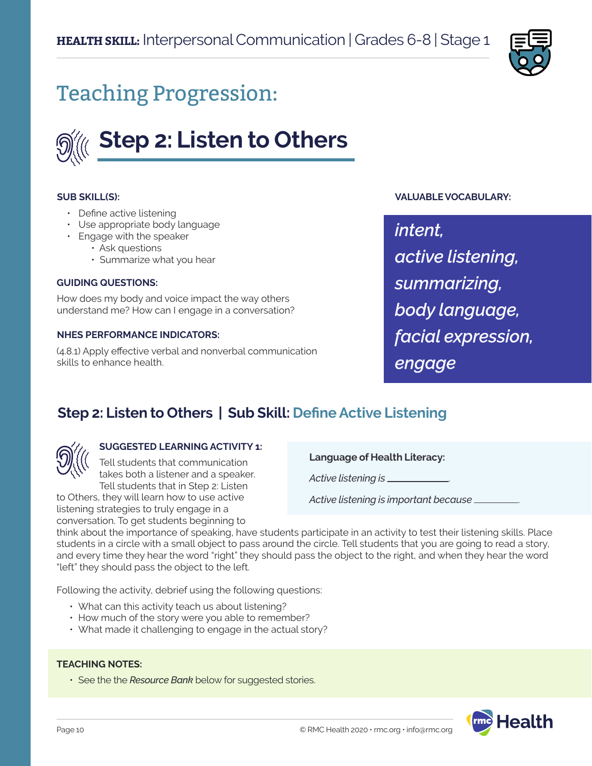**HEALTH SKILL:** Interpersonal Communication | Grades 6-8 | Stage 1

# Teaching Progression:

## Step 2: Listen to Others

**SUB SKILL(S):**

- Define active listening
- Use appropriate body language
- Engage with the speaker
    - Ask questions
    - Summarize what you hear

**GUIDING QUESTIONS:**

How does my body and voice impact the way others understand me? How can I engage in a conversation?

**NHES PERFORMANCE INDICATORS:**

(4.8.1) Apply effective verbal and nonverbal communication skills to enhance health.

**VALUABLE VOCABULARY:**

*intent,*
*active listening,*
*summarizing,*
*body language,*
*facial expression,*
*engage*

### Step 2: Listen to Others | Sub Skill: Define Active Listening

**SUGGESTED LEARNING ACTIVITY 1:**

Tell students that communication takes both a listener and a speaker. Tell students that in Step 2: Listen to Others, they will learn how to use active listening strategies to truly engage in a conversation. To get students beginning to think about the importance of speaking, have students participate in an activity to test their listening skills. Place students in a circle with a small object to pass around the circle. Tell students that you are going to read a story, and every time they hear the word "right" they should pass the object to the right, and when they hear the word "left" they should pass the object to the left.

**Language of Health Literacy:**

*Active listening is* ____________.

*Active listening is important because* _________.

Following the activity, debrief using the following questions:

- What can this activity teach us about listening?
- How much of the story were you able to remember?
- What made it challenging to engage in the actual story?

**TEACHING NOTES:**

- See the the *Resource Bank* below for suggested stories.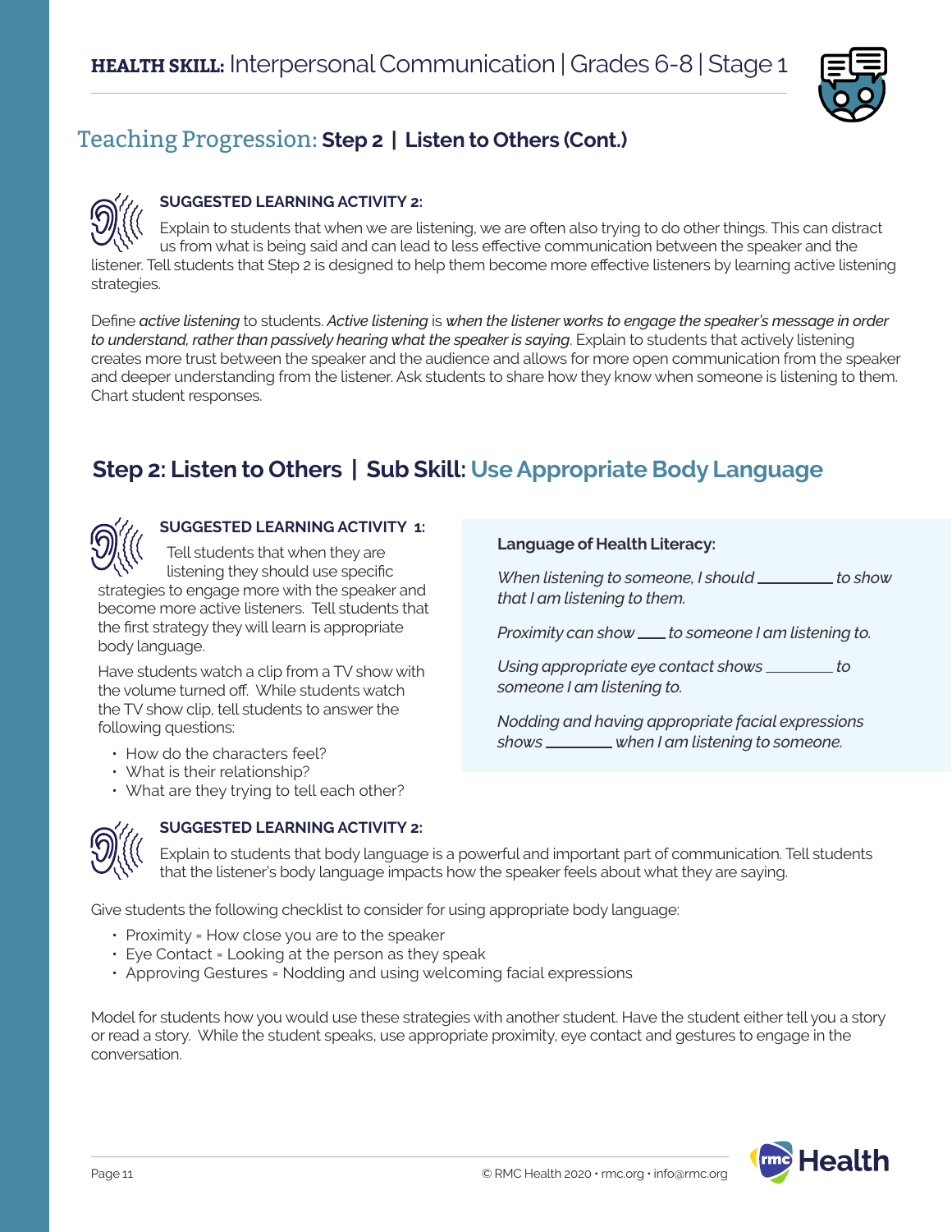## Teaching Progression: Step 2 | Listen to Others (Cont.)

**SUGGESTED LEARNING ACTIVITY 2:**

Explain to students that when we are listening, we are often also trying to do other things. This can distract us from what is being said and can lead to less effective communication between the speaker and the listener. Tell students that Step 2 is designed to help them become more effective listeners by learning active listening strategies.

Define *active listening* to students. *Active listening* is *when the listener works to engage the speaker's message in order to understand, rather than passively hearing what the speaker is saying*. Explain to students that actively listening creates more trust between the speaker and the audience and allows for more open communication from the speaker and deeper understanding from the listener. Ask students to share how they know when someone is listening to them. Chart student responses.

## Step 2: Listen to Others | Sub Skill: Use Appropriate Body Language

**SUGGESTED LEARNING ACTIVITY 1:**

Tell students that when they are listening they should use specific strategies to engage more with the speaker and become more active listeners. Tell students that the first strategy they will learn is appropriate body language.

Have students watch a clip from a TV show with the volume turned off. While students watch the TV show clip, tell students to answer the following questions:

- How do the characters feel?
- What is their relationship?
- What are they trying to tell each other?

**Language of Health Literacy:**

*When listening to someone, I should _________ to show that I am listening to them.*

*Proximity can show ____ to someone I am listening to.*

*Using appropriate eye contact shows ________ to someone I am listening to.*

*Nodding and having appropriate facial expressions shows ________ when I am listening to someone.*

**SUGGESTED LEARNING ACTIVITY 2:**

Explain to students that body language is a powerful and important part of communication. Tell students that the listener's body language impacts how the speaker feels about what they are saying.

Give students the following checklist to consider for using appropriate body language:

- Proximity = How close you are to the speaker
- Eye Contact = Looking at the person as they speak
- Approving Gestures = Nodding and using welcoming facial expressions

Model for students how you would use these strategies with another student. Have the student either tell you a story or read a story. While the student speaks, use appropriate proximity, eye contact and gestures to engage in the conversation.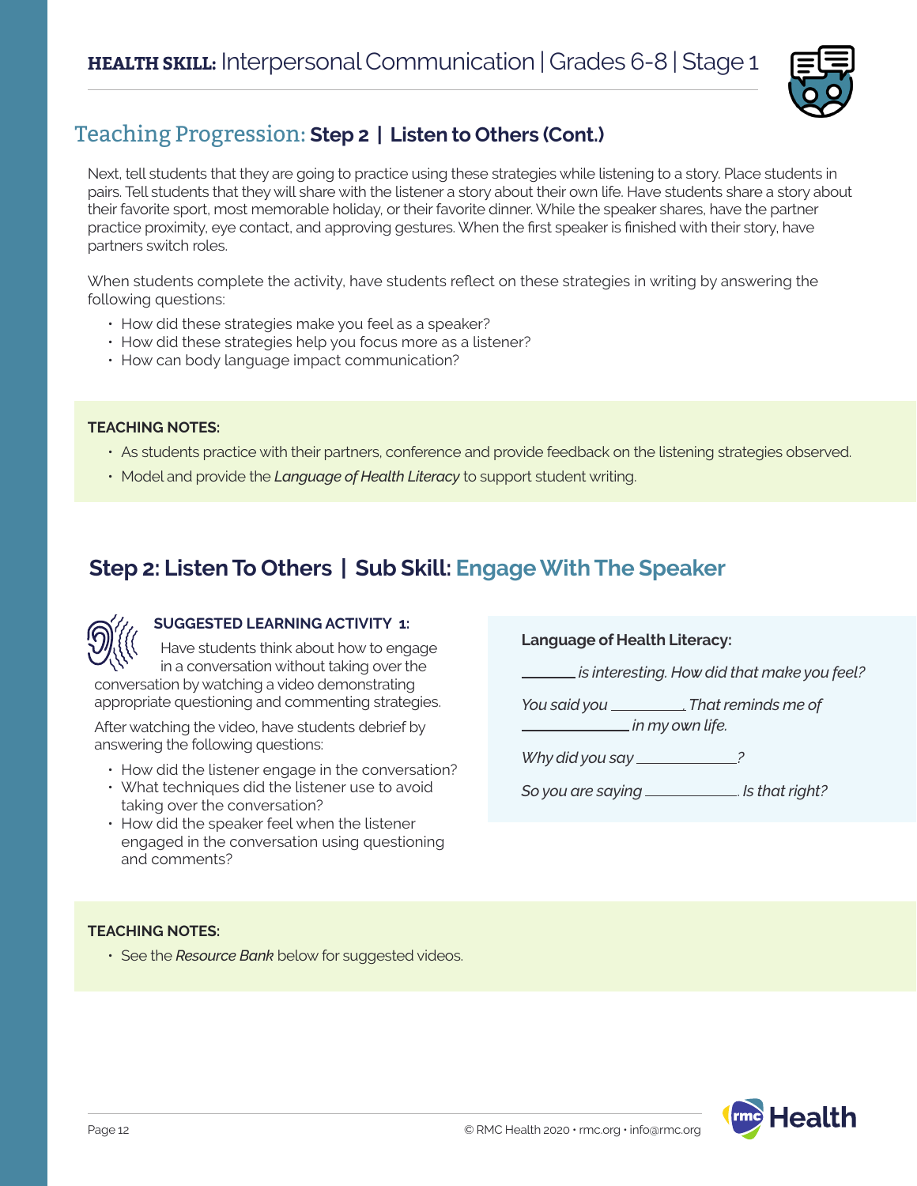## Teaching Progression: **Step 2 | Listen to Others (Cont.)**

Next, tell students that they are going to practice using these strategies while listening to a story. Place students in pairs. Tell students that they will share with the listener a story about their own life. Have students share a story about their favorite sport, most memorable holiday, or their favorite dinner. While the speaker shares, have the partner practice proximity, eye contact, and approving gestures. When the first speaker is finished with their story, have partners switch roles.

When students complete the activity, have students reflect on these strategies in writing by answering the following questions:

- How did these strategies make you feel as a speaker?
- How did these strategies help you focus more as a listener?
- How can body language impact communication?

**TEACHING NOTES:**

- As students practice with their partners, conference and provide feedback on the listening strategies observed.
- Model and provide the *Language of Health Literacy* to support student writing.

## Step 2: Listen To Others | Sub Skill: Engage With The Speaker

**SUGGESTED LEARNING ACTIVITY 1:**

Have students think about how to engage in a conversation without taking over the conversation by watching a video demonstrating appropriate questioning and commenting strategies.

After watching the video, have students debrief by answering the following questions:

- How did the listener engage in the conversation?
- What techniques did the listener use to avoid taking over the conversation?
- How did the speaker feel when the listener engaged in the conversation using questioning and comments?

**Language of Health Literacy:**

*_______ is interesting. How did that make you feel?*

*You said you _________. That reminds me of _____________ in my own life.*

*Why did you say ____________?*

*So you are saying ___________. Is that right?*

**TEACHING NOTES:**

- See the *Resource Bank* below for suggested videos.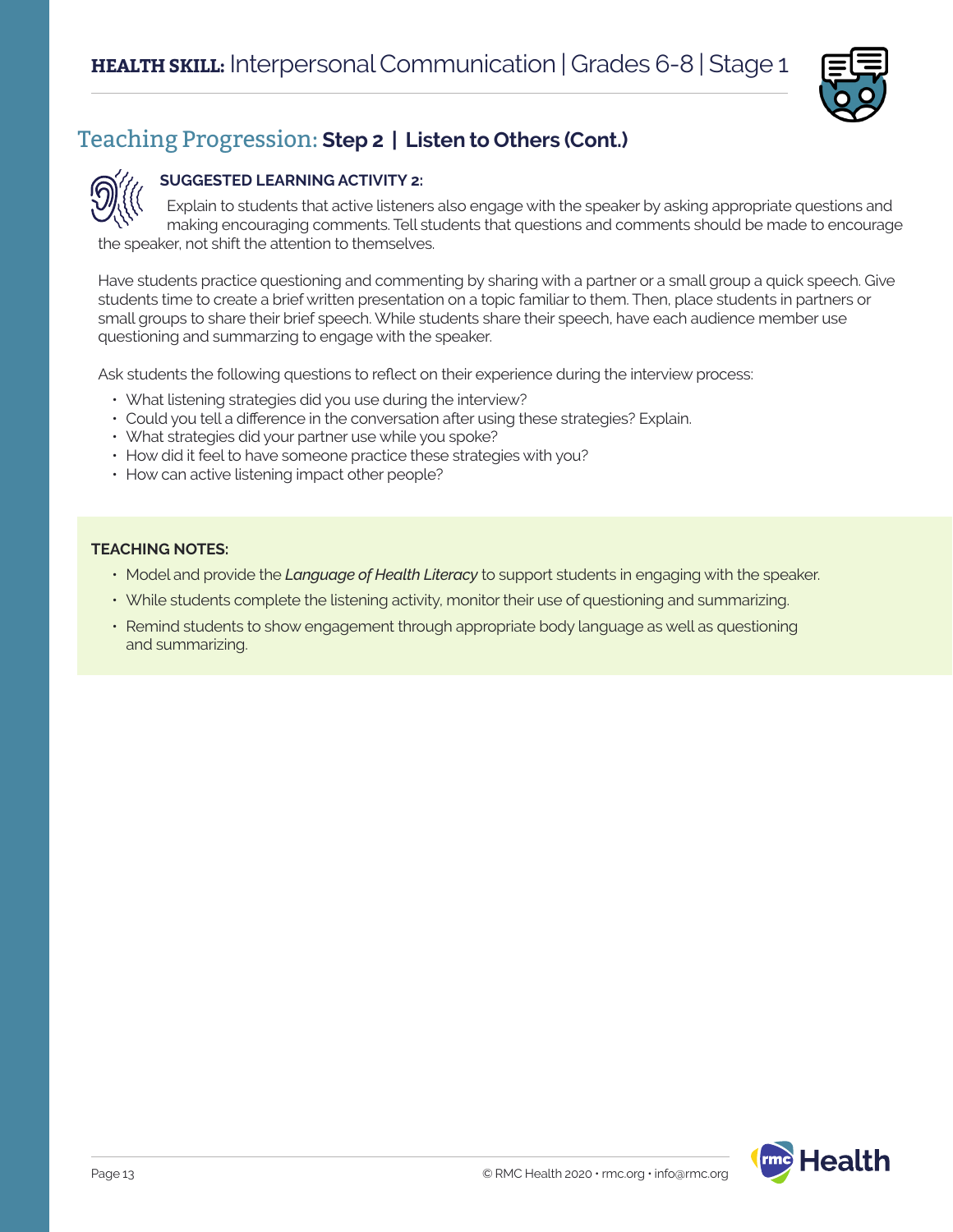## Teaching Progression: **Step 2 | Listen to Others (Cont.)**

**SUGGESTED LEARNING ACTIVITY 2:**

Explain to students that active listeners also engage with the speaker by asking appropriate questions and making encouraging comments. Tell students that questions and comments should be made to encourage the speaker, not shift the attention to themselves.

Have students practice questioning and commenting by sharing with a partner or a small group a quick speech. Give students time to create a brief written presentation on a topic familiar to them. Then, place students in partners or small groups to share their brief speech. While students share their speech, have each audience member use questioning and summarzing to engage with the speaker.

Ask students the following questions to reflect on their experience during the interview process:

- What listening strategies did you use during the interview?
- Could you tell a difference in the conversation after using these strategies? Explain.
- What strategies did your partner use while you spoke?
- How did it feel to have someone practice these strategies with you?
- How can active listening impact other people?

**TEACHING NOTES:**

- Model and provide the ***Language of Health Literacy*** to support students in engaging with the speaker.
- While students complete the listening activity, monitor their use of questioning and summarizing.
- Remind students to show engagement through appropriate body language as well as questioning and summarizing.